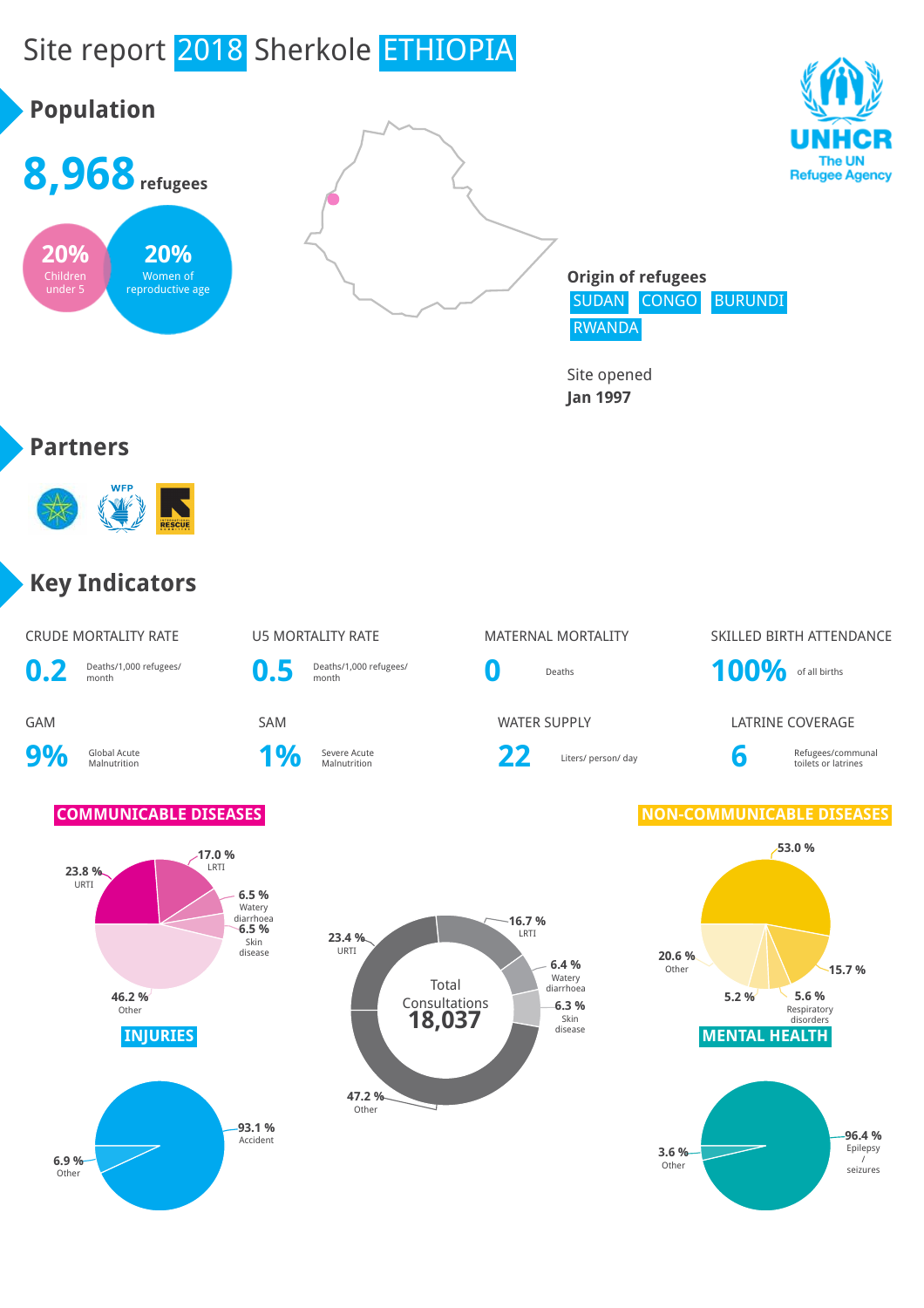# Site report 2018 Sherkole ETHIOPIA

## Population

**8,968** refugees

**20%** Children under 5

**20%** Women of reproductive age

UNHCR
The UN Refugee Agency

**Origin of refugees**

SUDAN CONGO BURUNDI RWANDA

Site opened
**Jan 1997**

## Partners

WFP

INTERNATIONAL RESCUE COMMITTEE

## Key Indicators

| CRUDE MORTALITY RATE | U5 MORTALITY RATE | MATERNAL MORTALITY | SKILLED BIRTH ATTENDANCE |
|---|---|---|---|
| **0.2** Deaths/1,000 refugees/ month | **0.5** Deaths/1,000 refugees/ month | **0** Deaths | **100%** of all births |

| GAM | SAM | WATER SUPPLY | LATRINE COVERAGE |
|---|---|---|---|
| **9%** Global Acute Malnutrition | **1%** Severe Acute Malnutrition | **22** Liters/ person/ day | **6** Refugees/communal toilets or latrines |

### COMMUNICABLE DISEASES

- 23.8 % URTI
- 17.0 % LRTI
- 6.5 % Watery diarrhoea
- 6.5 % Skin disease
- 46.2 % Other

### Total Consultations 18,037

- 16.7 % LRTI
- 6.4 % Watery diarrhoea
- 6.3 % Skin disease
- 23.4 % URTI
- 47.2 % Other

### NON-COMMUNICABLE DISEASES

- 53.0 %
- 15.7 %
- 5.6 % Respiratory disorders
- 5.2 %
- 20.6 % Other

### INJURIES

- 93.1 % Accident
- 6.9 % Other

### MENTAL HEALTH

- 96.4 % Epilepsy / seizures
- 3.6 % Other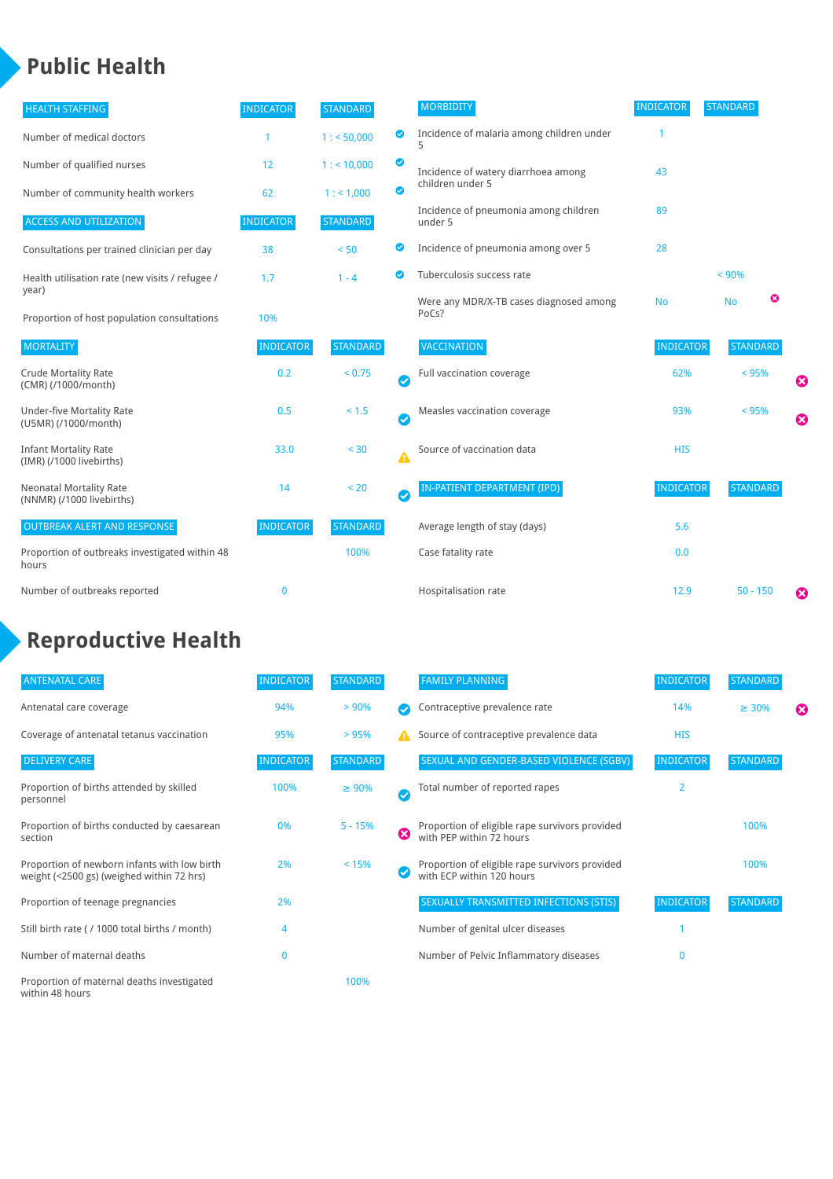# Public Health

| HEALTH STAFFING | INDICATOR | STANDARD | |
|---|---|---|---|
| Number of medical doctors | 1 | 1 : < 50,000 | ✔ |
| Number of qualified nurses | 12 | 1 : < 10,000 | ✔ |
| Number of community health workers | 62 | 1 : < 1,000 | ✔ |

| ACCESS AND UTILIZATION | INDICATOR | STANDARD | |
|---|---|---|---|
| Consultations per trained clinician per day | 38 | < 50 | ✔ |
| Health utilisation rate (new visits / refugee / year) | 1.7 | 1 - 4 | ✔ |
| Proportion of host population consultations | 10% | | |

| MORTALITY | INDICATOR | STANDARD | |
|---|---|---|---|
| Crude Mortality Rate (CMR) (/1000/month) | 0.2 | < 0.75 | ✔ |
| Under-five Mortality Rate (U5MR) (/1000/month) | 0.5 | < 1.5 | ✔ |
| Infant Mortality Rate (IMR) (/1000 livebirths) | 33.0 | < 30 | ⚠ |
| Neonatal Mortality Rate (NNMR) (/1000 livebirths) | 14 | < 20 | ✔ |

| OUTBREAK ALERT AND RESPONSE | INDICATOR | STANDARD |
|---|---|---|
| Proportion of outbreaks investigated within 48 hours | | 100% |
| Number of outbreaks reported | 0 | |

| MORBIDITY | INDICATOR | STANDARD | |
|---|---|---|---|
| Incidence of malaria among children under 5 | 1 | | |
| Incidence of watery diarrhoea among children under 5 | 43 | | |
| Incidence of pneumonia among children under 5 | 89 | | |
| Incidence of pneumonia among over 5 | 28 | | |
| Tuberculosis success rate | | < 90% | |
| Were any MDR/X-TB cases diagnosed among PoCs? | No | No | ✖ |

| VACCINATION | INDICATOR | STANDARD | |
|---|---|---|---|
| Full vaccination coverage | 62% | < 95% | ✖ |
| Measles vaccination coverage | 93% | < 95% | ✖ |
| Source of vaccination data | HIS | | |

| IN-PATIENT DEPARTMENT (IPD) | INDICATOR | STANDARD | |
|---|---|---|---|
| Average length of stay (days) | 5.6 | | |
| Case fatality rate | 0.0 | | |
| Hospitalisation rate | 12.9 | 50 - 150 | ✖ |

# Reproductive Health

| ANTENATAL CARE | INDICATOR | STANDARD | |
|---|---|---|---|
| Antenatal care coverage | 94% | > 90% | ✔ |
| Coverage of antenatal tetanus vaccination | 95% | > 95% | ⚠ |

| DELIVERY CARE | INDICATOR | STANDARD | |
|---|---|---|---|
| Proportion of births attended by skilled personnel | 100% | ≥ 90% | ✔ |
| Proportion of births conducted by caesarean section | 0% | 5 - 15% | ✖ |
| Proportion of newborn infants with low birth weight (<2500 gs) (weighed within 72 hrs) | 2% | < 15% | ✔ |
| Proportion of teenage pregnancies | 2% | | |
| Still birth rate ( / 1000 total births / month) | 4 | | |
| Number of maternal deaths | 0 | | |
| Proportion of maternal deaths investigated within 48 hours | | 100% | |

| FAMILY PLANNING | INDICATOR | STANDARD | |
|---|---|---|---|
| Contraceptive prevalence rate | 14% | ≥ 30% | ✖ |
| Source of contraceptive prevalence data | HIS | | |

| SEXUAL AND GENDER-BASED VIOLENCE (SGBV) | INDICATOR | STANDARD |
|---|---|---|
| Total number of reported rapes | 2 | |
| Proportion of eligible rape survivors provided with PEP within 72 hours | | 100% |
| Proportion of eligible rape survivors provided with ECP within 120 hours | | 100% |

| SEXUALLY TRANSMITTED INFECTIONS (STIS) | INDICATOR | STANDARD |
|---|---|---|
| Number of genital ulcer diseases | 1 | |
| Number of Pelvic Inflammatory diseases | 0 | |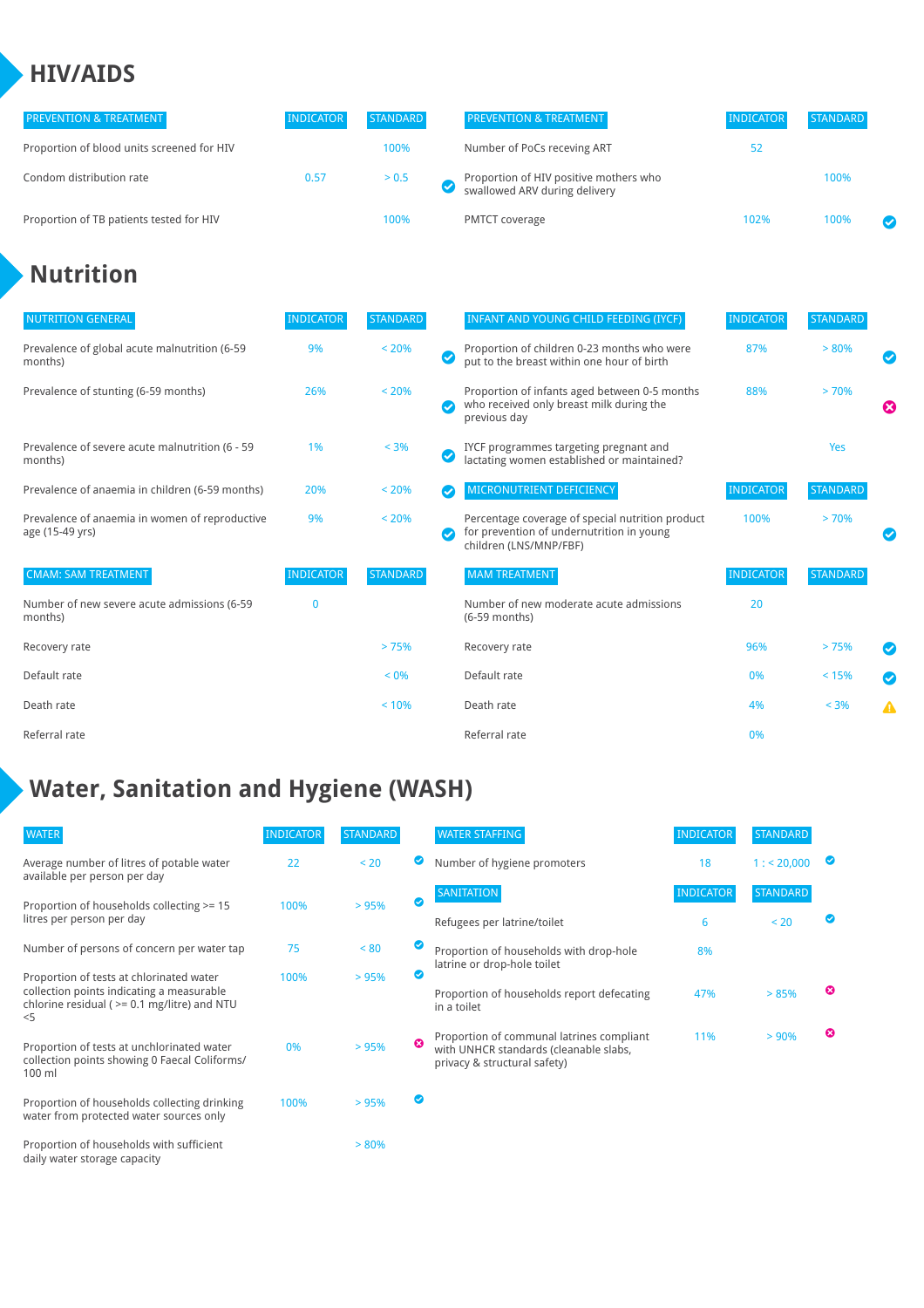# HIV/AIDS

| PREVENTION & TREATMENT | INDICATOR | STANDARD | |
|---|---|---|---|
| Proportion of blood units screened for HIV | | 100% | |
| Condom distribution rate | 0.57 | > 0.5 | ✔ |
| Proportion of TB patients tested for HIV | | 100% | |

| PREVENTION & TREATMENT | INDICATOR | STANDARD | |
|---|---|---|---|
| Number of PoCs receving ART | 52 | | |
| Proportion of HIV positive mothers who swallowed ARV during delivery | | 100% | |
| PMTCT coverage | 102% | 100% | ✔ |

# Nutrition

| NUTRITION GENERAL | INDICATOR | STANDARD | |
|---|---|---|---|
| Prevalence of global acute malnutrition (6-59 months) | 9% | < 20% | ✔ |
| Prevalence of stunting (6-59 months) | 26% | < 20% | ✔ |
| Prevalence of severe acute malnutrition (6 - 59 months) | 1% | < 3% | ✔ |
| Prevalence of anaemia in children (6-59 months) | 20% | < 20% | ✔ |
| Prevalence of anaemia in women of reproductive age (15-49 yrs) | 9% | < 20% | ✔ |

| INFANT AND YOUNG CHILD FEEDING (IYCF) | INDICATOR | STANDARD | |
|---|---|---|---|
| Proportion of children 0-23 months who were put to the breast within one hour of birth | 87% | > 80% | ✔ |
| Proportion of infants aged between 0-5 months who received only breast milk during the previous day | 88% | > 70% | ✖ |
| IYCF programmes targeting pregnant and lactating women established or maintained? | | Yes | |

| MICRONUTRIENT DEFICIENCY | INDICATOR | STANDARD | |
|---|---|---|---|
| Percentage coverage of special nutrition product for prevention of undernutrition in young children (LNS/MNP/FBF) | 100% | > 70% | ✔ |

| CMAM: SAM TREATMENT | INDICATOR | STANDARD |
|---|---|---|
| Number of new severe acute admissions (6-59 months) | 0 | |
| Recovery rate | | > 75% |
| Default rate | | < 0% |
| Death rate | | < 10% |
| Referral rate | | |

| MAM TREATMENT | INDICATOR | STANDARD | |
|---|---|---|---|
| Number of new moderate acute admissions (6-59 months) | 20 | | |
| Recovery rate | 96% | > 75% | ✔ |
| Default rate | 0% | < 15% | ✔ |
| Death rate | 4% | < 3% | ⚠ |
| Referral rate | 0% | | |

# Water, Sanitation and Hygiene (WASH)

| WATER | INDICATOR | STANDARD | |
|---|---|---|---|
| Average number of litres of potable water available per person per day | 22 | < 20 | ✔ |
| Proportion of households collecting >= 15 litres per person per day | 100% | > 95% | ✔ |
| Number of persons of concern per water tap | 75 | < 80 | ✔ |
| Proportion of tests at chlorinated water collection points indicating a measurable chlorine residual ( >= 0.1 mg/litre) and NTU <5 | 100% | > 95% | ✔ |
| Proportion of tests at unchlorinated water collection points showing 0 Faecal Coliforms/ 100 ml | 0% | > 95% | ✖ |
| Proportion of households collecting drinking water from protected water sources only | 100% | > 95% | ✔ |
| Proportion of households with sufficient daily water storage capacity | | > 80% | |

| WATER STAFFING | INDICATOR | STANDARD | |
|---|---|---|---|
| Number of hygiene promoters | 18 | 1 : < 20,000 | ✔ |

| SANITATION | INDICATOR | STANDARD | |
|---|---|---|---|
| Refugees per latrine/toilet | 6 | < 20 | ✔ |
| Proportion of households with drop-hole latrine or drop-hole toilet | 8% | | |
| Proportion of households report defecating in a toilet | 47% | > 85% | ✖ |
| Proportion of communal latrines compliant with UNHCR standards (cleanable slabs, privacy & structural safety) | 11% | > 90% | ✖ |